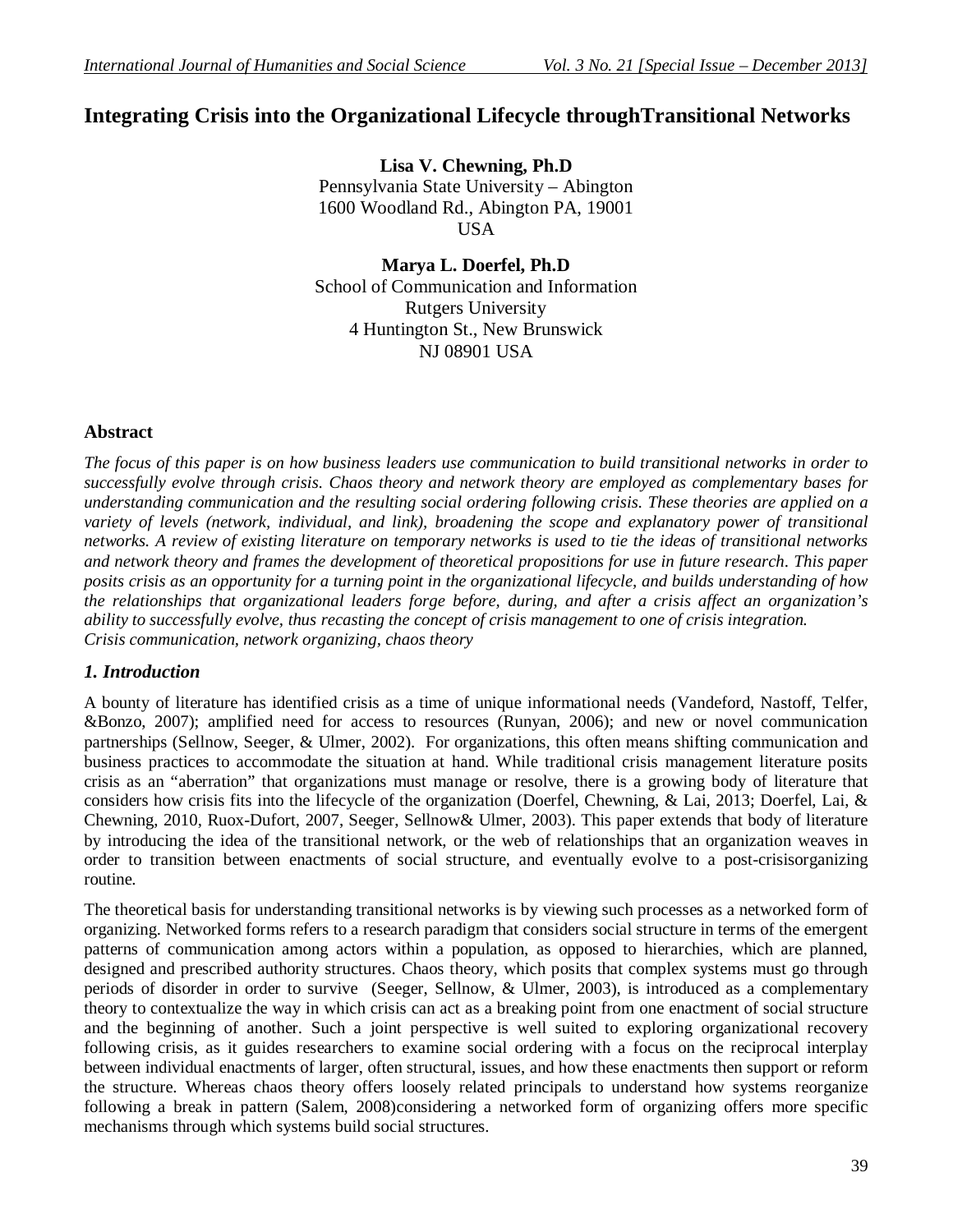# Integrating Crisis into the Organizational Lifecycle throughTransitional Networks

**Lisa V. Chewning, Ph.D**
Pennsylvania State University – Abington
1600 Woodland Rd., Abington PA, 19001
USA

**Marya L. Doerfel, Ph.D**
School of Communication and Information
Rutgers University
4 Huntington St., New Brunswick
NJ 08901 USA

## Abstract

*The focus of this paper is on how business leaders use communication to build transitional networks in order to successfully evolve through crisis. Chaos theory and network theory are employed as complementary bases for understanding communication and the resulting social ordering following crisis. These theories are applied on a variety of levels (network, individual, and link), broadening the scope and explanatory power of transitional networks. A review of existing literature on temporary networks is used to tie the ideas of transitional networks and network theory and frames the development of theoretical propositions for use in future research. This paper posits crisis as an opportunity for a turning point in the organizational lifecycle, and builds understanding of how the relationships that organizational leaders forge before, during, and after a crisis affect an organization's ability to successfully evolve, thus recasting the concept of crisis management to one of crisis integration.*
*Crisis communication, network organizing, chaos theory*

## *1. Introduction*

A bounty of literature has identified crisis as a time of unique informational needs (Vandeford, Nastoff, Telfer, &Bonzo, 2007); amplified need for access to resources (Runyan, 2006); and new or novel communication partnerships (Sellnow, Seeger, & Ulmer, 2002). For organizations, this often means shifting communication and business practices to accommodate the situation at hand. While traditional crisis management literature posits crisis as an "aberration" that organizations must manage or resolve, there is a growing body of literature that considers how crisis fits into the lifecycle of the organization (Doerfel, Chewning, & Lai, 2013; Doerfel, Lai, & Chewning, 2010, Ruox-Dufort, 2007, Seeger, Sellnow& Ulmer, 2003). This paper extends that body of literature by introducing the idea of the transitional network, or the web of relationships that an organization weaves in order to transition between enactments of social structure, and eventually evolve to a post-crisisorganizing routine.

The theoretical basis for understanding transitional networks is by viewing such processes as a networked form of organizing. Networked forms refers to a research paradigm that considers social structure in terms of the emergent patterns of communication among actors within a population, as opposed to hierarchies, which are planned, designed and prescribed authority structures. Chaos theory, which posits that complex systems must go through periods of disorder in order to survive (Seeger, Sellnow, & Ulmer, 2003), is introduced as a complementary theory to contextualize the way in which crisis can act as a breaking point from one enactment of social structure and the beginning of another. Such a joint perspective is well suited to exploring organizational recovery following crisis, as it guides researchers to examine social ordering with a focus on the reciprocal interplay between individual enactments of larger, often structural, issues, and how these enactments then support or reform the structure. Whereas chaos theory offers loosely related principals to understand how systems reorganize following a break in pattern (Salem, 2008)considering a networked form of organizing offers more specific mechanisms through which systems build social structures.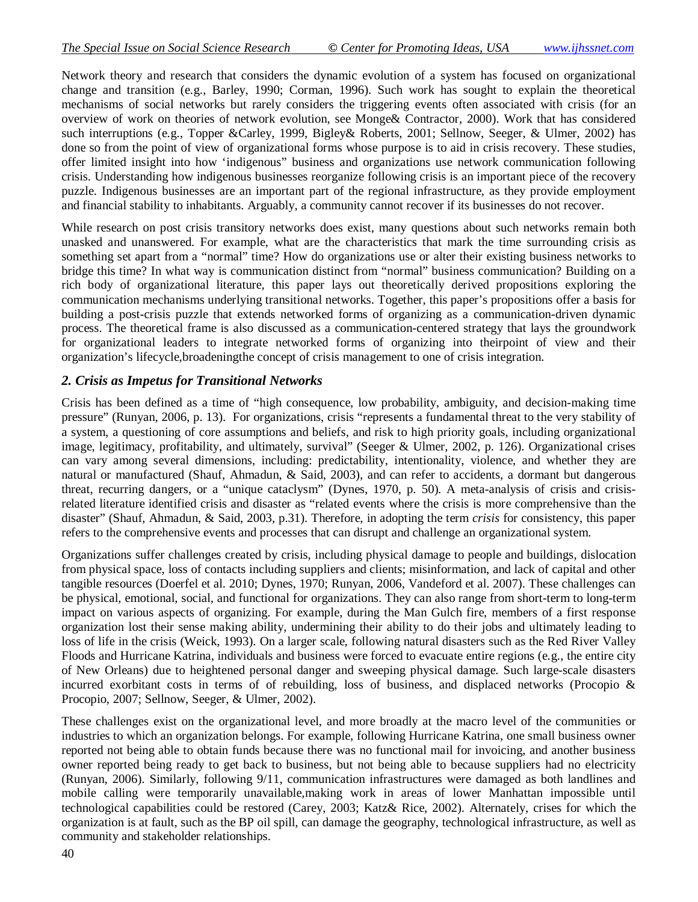Network theory and research that considers the dynamic evolution of a system has focused on organizational change and transition (e.g., Barley, 1990; Corman, 1996). Such work has sought to explain the theoretical mechanisms of social networks but rarely considers the triggering events often associated with crisis (for an overview of work on theories of network evolution, see Monge& Contractor, 2000). Work that has considered such interruptions (e.g., Topper &Carley, 1999, Bigley& Roberts, 2001; Sellnow, Seeger, & Ulmer, 2002) has done so from the point of view of organizational forms whose purpose is to aid in crisis recovery. These studies, offer limited insight into how 'indigenous" business and organizations use network communication following crisis. Understanding how indigenous businesses reorganize following crisis is an important piece of the recovery puzzle. Indigenous businesses are an important part of the regional infrastructure, as they provide employment and financial stability to inhabitants. Arguably, a community cannot recover if its businesses do not recover.

While research on post crisis transitory networks does exist, many questions about such networks remain both unasked and unanswered. For example, what are the characteristics that mark the time surrounding crisis as something set apart from a "normal" time? How do organizations use or alter their existing business networks to bridge this time? In what way is communication distinct from "normal" business communication? Building on a rich body of organizational literature, this paper lays out theoretically derived propositions exploring the communication mechanisms underlying transitional networks. Together, this paper's propositions offer a basis for building a post-crisis puzzle that extends networked forms of organizing as a communication-driven dynamic process. The theoretical frame is also discussed as a communication-centered strategy that lays the groundwork for organizational leaders to integrate networked forms of organizing into theirpoint of view and their organization's lifecycle,broadeningthe concept of crisis management to one of crisis integration.

## *2. Crisis as Impetus for Transitional Networks*

Crisis has been defined as a time of "high consequence, low probability, ambiguity, and decision-making time pressure" (Runyan, 2006, p. 13). For organizations, crisis "represents a fundamental threat to the very stability of a system, a questioning of core assumptions and beliefs, and risk to high priority goals, including organizational image, legitimacy, profitability, and ultimately, survival" (Seeger & Ulmer, 2002, p. 126). Organizational crises can vary among several dimensions, including: predictability, intentionality, violence, and whether they are natural or manufactured (Shauf, Ahmadun, & Said, 2003), and can refer to accidents, a dormant but dangerous threat, recurring dangers, or a "unique cataclysm" (Dynes, 1970, p. 50). A meta-analysis of crisis and crisis-related literature identified crisis and disaster as "related events where the crisis is more comprehensive than the disaster" (Shauf, Ahmadun, & Said, 2003, p.31). Therefore, in adopting the term *crisis* for consistency, this paper refers to the comprehensive events and processes that can disrupt and challenge an organizational system.

Organizations suffer challenges created by crisis, including physical damage to people and buildings, dislocation from physical space, loss of contacts including suppliers and clients; misinformation, and lack of capital and other tangible resources (Doerfel et al. 2010; Dynes, 1970; Runyan, 2006, Vandeford et al. 2007). These challenges can be physical, emotional, social, and functional for organizations. They can also range from short-term to long-term impact on various aspects of organizing. For example, during the Man Gulch fire, members of a first response organization lost their sense making ability, undermining their ability to do their jobs and ultimately leading to loss of life in the crisis (Weick, 1993). On a larger scale, following natural disasters such as the Red River Valley Floods and Hurricane Katrina, individuals and business were forced to evacuate entire regions (e.g., the entire city of New Orleans) due to heightened personal danger and sweeping physical damage. Such large-scale disasters incurred exorbitant costs in terms of of rebuilding, loss of business, and displaced networks (Procopio & Procopio, 2007; Sellnow, Seeger, & Ulmer, 2002).

These challenges exist on the organizational level, and more broadly at the macro level of the communities or industries to which an organization belongs. For example, following Hurricane Katrina, one small business owner reported not being able to obtain funds because there was no functional mail for invoicing, and another business owner reported being ready to get back to business, but not being able to because suppliers had no electricity (Runyan, 2006). Similarly, following 9/11, communication infrastructures were damaged as both landlines and mobile calling were temporarily unavailable,making work in areas of lower Manhattan impossible until technological capabilities could be restored (Carey, 2003; Katz& Rice, 2002). Alternately, crises for which the organization is at fault, such as the BP oil spill, can damage the geography, technological infrastructure, as well as community and stakeholder relationships.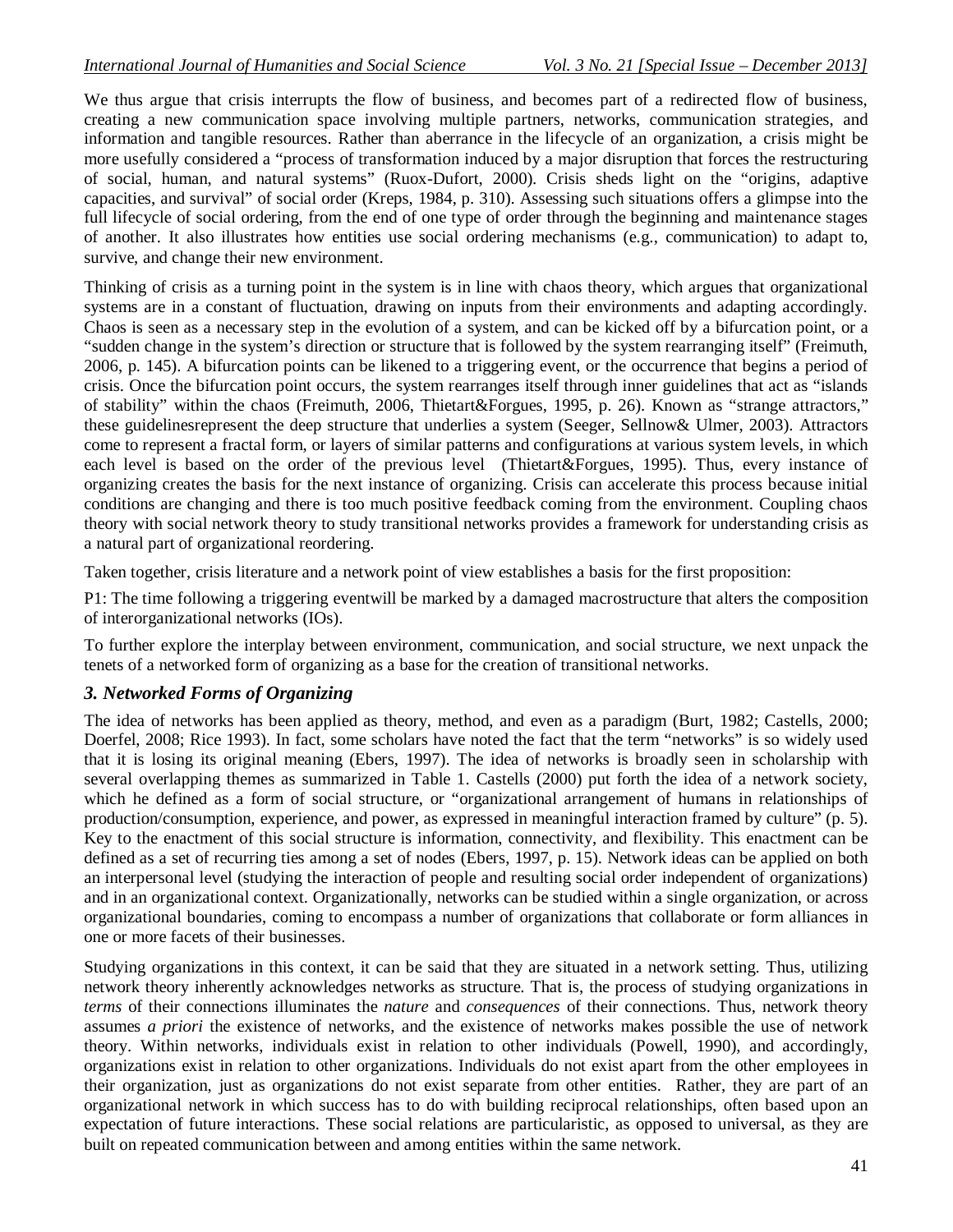We thus argue that crisis interrupts the flow of business, and becomes part of a redirected flow of business, creating a new communication space involving multiple partners, networks, communication strategies, and information and tangible resources. Rather than aberrance in the lifecycle of an organization, a crisis might be more usefully considered a "process of transformation induced by a major disruption that forces the restructuring of social, human, and natural systems" (Ruox-Dufort, 2000). Crisis sheds light on the "origins, adaptive capacities, and survival" of social order (Kreps, 1984, p. 310). Assessing such situations offers a glimpse into the full lifecycle of social ordering, from the end of one type of order through the beginning and maintenance stages of another. It also illustrates how entities use social ordering mechanisms (e.g., communication) to adapt to, survive, and change their new environment.

Thinking of crisis as a turning point in the system is in line with chaos theory, which argues that organizational systems are in a constant of fluctuation, drawing on inputs from their environments and adapting accordingly. Chaos is seen as a necessary step in the evolution of a system, and can be kicked off by a bifurcation point, or a "sudden change in the system's direction or structure that is followed by the system rearranging itself" (Freimuth, 2006, p. 145). A bifurcation points can be likened to a triggering event, or the occurrence that begins a period of crisis. Once the bifurcation point occurs, the system rearranges itself through inner guidelines that act as "islands of stability" within the chaos (Freimuth, 2006, Thietart&Forgues, 1995, p. 26). Known as "strange attractors," these guidelinesrepresent the deep structure that underlies a system (Seeger, Sellnow& Ulmer, 2003). Attractors come to represent a fractal form, or layers of similar patterns and configurations at various system levels, in which each level is based on the order of the previous level (Thietart&Forgues, 1995). Thus, every instance of organizing creates the basis for the next instance of organizing. Crisis can accelerate this process because initial conditions are changing and there is too much positive feedback coming from the environment. Coupling chaos theory with social network theory to study transitional networks provides a framework for understanding crisis as a natural part of organizational reordering.

Taken together, crisis literature and a network point of view establishes a basis for the first proposition:

P1: The time following a triggering eventwill be marked by a damaged macrostructure that alters the composition of interorganizational networks (IOs).

To further explore the interplay between environment, communication, and social structure, we next unpack the tenets of a networked form of organizing as a base for the creation of transitional networks.

### *3. Networked Forms of Organizing*

The idea of networks has been applied as theory, method, and even as a paradigm (Burt, 1982; Castells, 2000; Doerfel, 2008; Rice 1993). In fact, some scholars have noted the fact that the term "networks" is so widely used that it is losing its original meaning (Ebers, 1997). The idea of networks is broadly seen in scholarship with several overlapping themes as summarized in Table 1. Castells (2000) put forth the idea of a network society, which he defined as a form of social structure, or "organizational arrangement of humans in relationships of production/consumption, experience, and power, as expressed in meaningful interaction framed by culture" (p. 5). Key to the enactment of this social structure is information, connectivity, and flexibility. This enactment can be defined as a set of recurring ties among a set of nodes (Ebers, 1997, p. 15). Network ideas can be applied on both an interpersonal level (studying the interaction of people and resulting social order independent of organizations) and in an organizational context. Organizationally, networks can be studied within a single organization, or across organizational boundaries, coming to encompass a number of organizations that collaborate or form alliances in one or more facets of their businesses.

Studying organizations in this context, it can be said that they are situated in a network setting. Thus, utilizing network theory inherently acknowledges networks as structure. That is, the process of studying organizations in *terms* of their connections illuminates the *nature* and *consequences* of their connections. Thus, network theory assumes *a priori* the existence of networks, and the existence of networks makes possible the use of network theory. Within networks, individuals exist in relation to other individuals (Powell, 1990), and accordingly, organizations exist in relation to other organizations. Individuals do not exist apart from the other employees in their organization, just as organizations do not exist separate from other entities. Rather, they are part of an organizational network in which success has to do with building reciprocal relationships, often based upon an expectation of future interactions. These social relations are particularistic, as opposed to universal, as they are built on repeated communication between and among entities within the same network.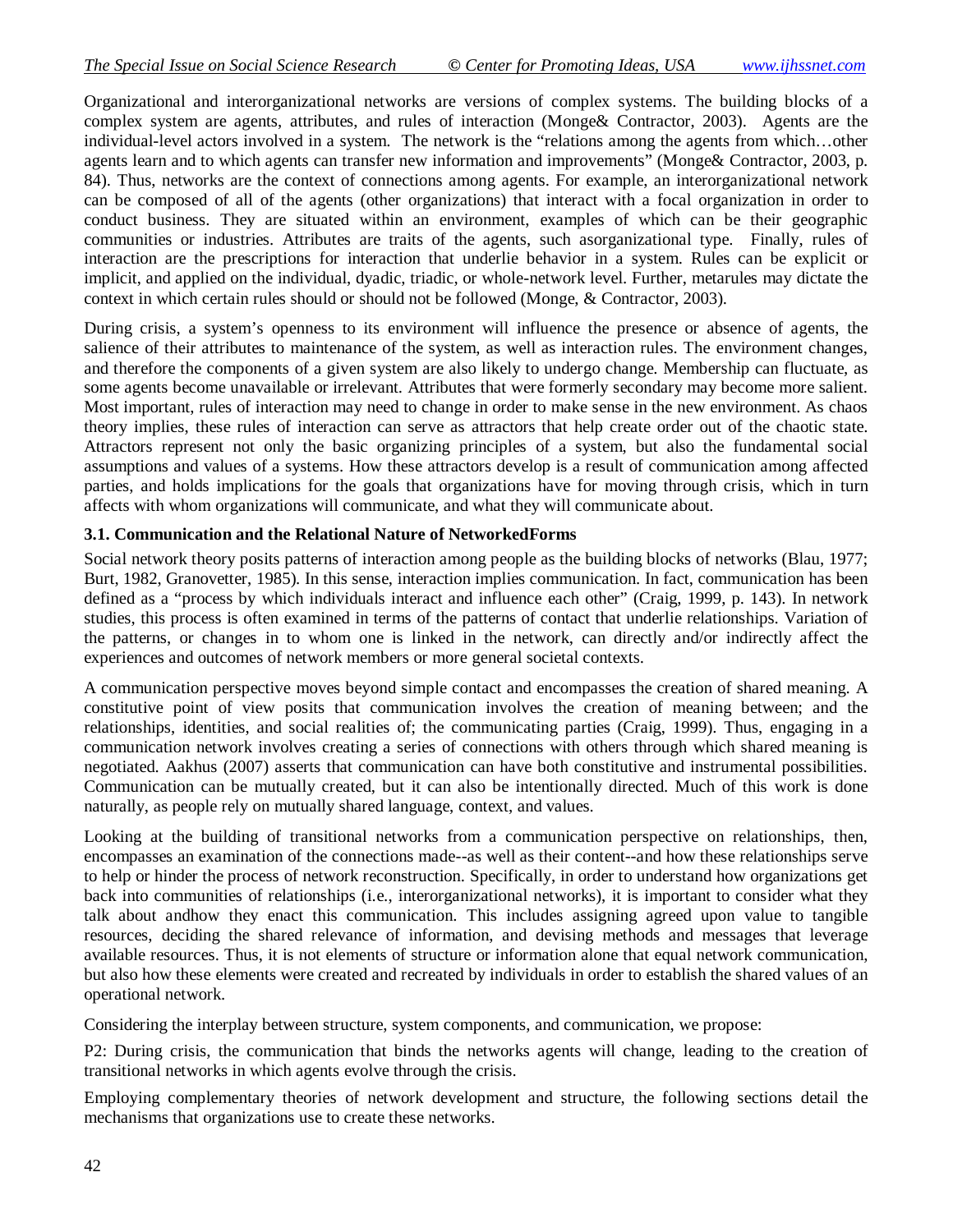Organizational and interorganizational networks are versions of complex systems. The building blocks of a complex system are agents, attributes, and rules of interaction (Monge& Contractor, 2003). Agents are the individual-level actors involved in a system. The network is the "relations among the agents from which…other agents learn and to which agents can transfer new information and improvements" (Monge& Contractor, 2003, p. 84). Thus, networks are the context of connections among agents. For example, an interorganizational network can be composed of all of the agents (other organizations) that interact with a focal organization in order to conduct business. They are situated within an environment, examples of which can be their geographic communities or industries. Attributes are traits of the agents, such asorganizational type. Finally, rules of interaction are the prescriptions for interaction that underlie behavior in a system. Rules can be explicit or implicit, and applied on the individual, dyadic, triadic, or whole-network level. Further, metarules may dictate the context in which certain rules should or should not be followed (Monge, & Contractor, 2003).

During crisis, a system's openness to its environment will influence the presence or absence of agents, the salience of their attributes to maintenance of the system, as well as interaction rules. The environment changes, and therefore the components of a given system are also likely to undergo change. Membership can fluctuate, as some agents become unavailable or irrelevant. Attributes that were formerly secondary may become more salient. Most important, rules of interaction may need to change in order to make sense in the new environment. As chaos theory implies, these rules of interaction can serve as attractors that help create order out of the chaotic state. Attractors represent not only the basic organizing principles of a system, but also the fundamental social assumptions and values of a systems. How these attractors develop is a result of communication among affected parties, and holds implications for the goals that organizations have for moving through crisis, which in turn affects with whom organizations will communicate, and what they will communicate about.

### 3.1. Communication and the Relational Nature of NetworkedForms

Social network theory posits patterns of interaction among people as the building blocks of networks (Blau, 1977; Burt, 1982, Granovetter, 1985). In this sense, interaction implies communication. In fact, communication has been defined as a "process by which individuals interact and influence each other" (Craig, 1999, p. 143). In network studies, this process is often examined in terms of the patterns of contact that underlie relationships. Variation of the patterns, or changes in to whom one is linked in the network, can directly and/or indirectly affect the experiences and outcomes of network members or more general societal contexts.

A communication perspective moves beyond simple contact and encompasses the creation of shared meaning. A constitutive point of view posits that communication involves the creation of meaning between; and the relationships, identities, and social realities of; the communicating parties (Craig, 1999). Thus, engaging in a communication network involves creating a series of connections with others through which shared meaning is negotiated. Aakhus (2007) asserts that communication can have both constitutive and instrumental possibilities. Communication can be mutually created, but it can also be intentionally directed. Much of this work is done naturally, as people rely on mutually shared language, context, and values.

Looking at the building of transitional networks from a communication perspective on relationships, then, encompasses an examination of the connections made--as well as their content--and how these relationships serve to help or hinder the process of network reconstruction. Specifically, in order to understand how organizations get back into communities of relationships (i.e., interorganizational networks), it is important to consider what they talk about andhow they enact this communication. This includes assigning agreed upon value to tangible resources, deciding the shared relevance of information, and devising methods and messages that leverage available resources. Thus, it is not elements of structure or information alone that equal network communication, but also how these elements were created and recreated by individuals in order to establish the shared values of an operational network.

Considering the interplay between structure, system components, and communication, we propose:

P2: During crisis, the communication that binds the networks agents will change, leading to the creation of transitional networks in which agents evolve through the crisis.

Employing complementary theories of network development and structure, the following sections detail the mechanisms that organizations use to create these networks.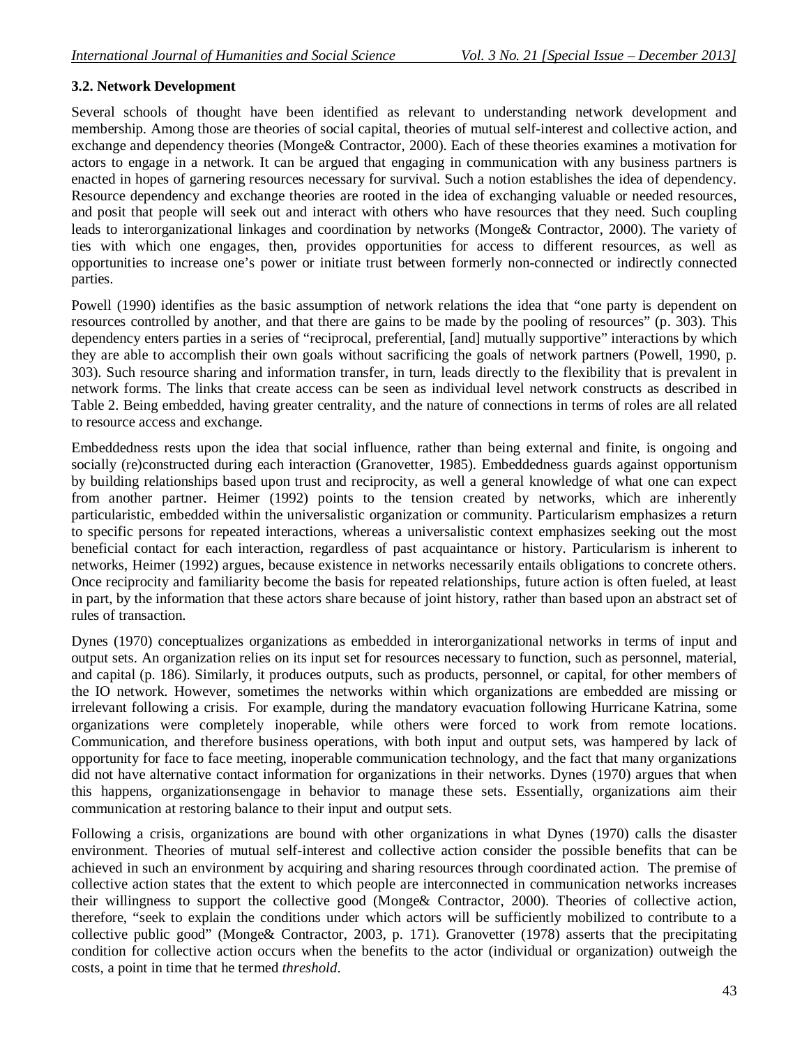### 3.2. Network Development

Several schools of thought have been identified as relevant to understanding network development and membership. Among those are theories of social capital, theories of mutual self-interest and collective action, and exchange and dependency theories (Monge& Contractor, 2000). Each of these theories examines a motivation for actors to engage in a network. It can be argued that engaging in communication with any business partners is enacted in hopes of garnering resources necessary for survival. Such a notion establishes the idea of dependency. Resource dependency and exchange theories are rooted in the idea of exchanging valuable or needed resources, and posit that people will seek out and interact with others who have resources that they need. Such coupling leads to interorganizational linkages and coordination by networks (Monge& Contractor, 2000). The variety of ties with which one engages, then, provides opportunities for access to different resources, as well as opportunities to increase one's power or initiate trust between formerly non-connected or indirectly connected parties.

Powell (1990) identifies as the basic assumption of network relations the idea that "one party is dependent on resources controlled by another, and that there are gains to be made by the pooling of resources" (p. 303). This dependency enters parties in a series of "reciprocal, preferential, [and] mutually supportive" interactions by which they are able to accomplish their own goals without sacrificing the goals of network partners (Powell, 1990, p. 303). Such resource sharing and information transfer, in turn, leads directly to the flexibility that is prevalent in network forms. The links that create access can be seen as individual level network constructs as described in Table 2. Being embedded, having greater centrality, and the nature of connections in terms of roles are all related to resource access and exchange.

Embeddedness rests upon the idea that social influence, rather than being external and finite, is ongoing and socially (re)constructed during each interaction (Granovetter, 1985). Embeddedness guards against opportunism by building relationships based upon trust and reciprocity, as well a general knowledge of what one can expect from another partner. Heimer (1992) points to the tension created by networks, which are inherently particularistic, embedded within the universalistic organization or community. Particularism emphasizes a return to specific persons for repeated interactions, whereas a universalistic context emphasizes seeking out the most beneficial contact for each interaction, regardless of past acquaintance or history. Particularism is inherent to networks, Heimer (1992) argues, because existence in networks necessarily entails obligations to concrete others. Once reciprocity and familiarity become the basis for repeated relationships, future action is often fueled, at least in part, by the information that these actors share because of joint history, rather than based upon an abstract set of rules of transaction.

Dynes (1970) conceptualizes organizations as embedded in interorganizational networks in terms of input and output sets. An organization relies on its input set for resources necessary to function, such as personnel, material, and capital (p. 186). Similarly, it produces outputs, such as products, personnel, or capital, for other members of the IO network. However, sometimes the networks within which organizations are embedded are missing or irrelevant following a crisis. For example, during the mandatory evacuation following Hurricane Katrina, some organizations were completely inoperable, while others were forced to work from remote locations. Communication, and therefore business operations, with both input and output sets, was hampered by lack of opportunity for face to face meeting, inoperable communication technology, and the fact that many organizations did not have alternative contact information for organizations in their networks. Dynes (1970) argues that when this happens, organizationsengage in behavior to manage these sets. Essentially, organizations aim their communication at restoring balance to their input and output sets.

Following a crisis, organizations are bound with other organizations in what Dynes (1970) calls the disaster environment. Theories of mutual self-interest and collective action consider the possible benefits that can be achieved in such an environment by acquiring and sharing resources through coordinated action. The premise of collective action states that the extent to which people are interconnected in communication networks increases their willingness to support the collective good (Monge& Contractor, 2000). Theories of collective action, therefore, "seek to explain the conditions under which actors will be sufficiently mobilized to contribute to a collective public good" (Monge& Contractor, 2003, p. 171). Granovetter (1978) asserts that the precipitating condition for collective action occurs when the benefits to the actor (individual or organization) outweigh the costs, a point in time that he termed *threshold*.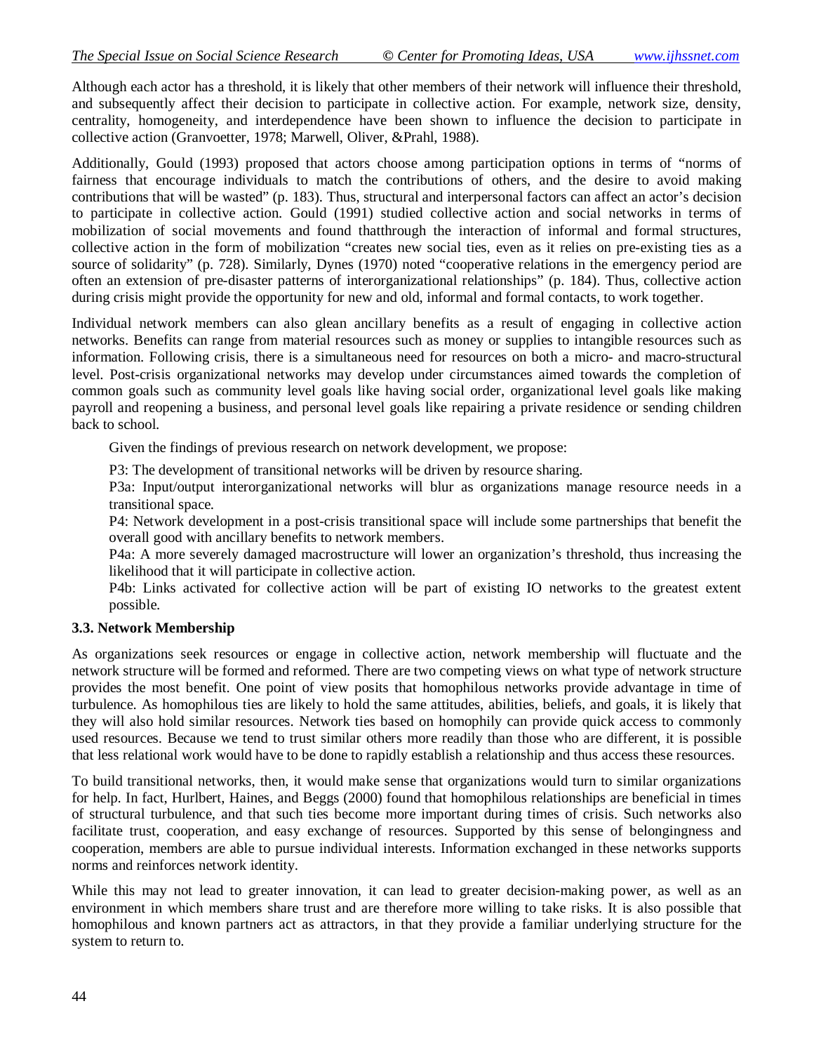Although each actor has a threshold, it is likely that other members of their network will influence their threshold, and subsequently affect their decision to participate in collective action. For example, network size, density, centrality, homogeneity, and interdependence have been shown to influence the decision to participate in collective action (Granvoetter, 1978; Marwell, Oliver, &Prahl, 1988).

Additionally, Gould (1993) proposed that actors choose among participation options in terms of "norms of fairness that encourage individuals to match the contributions of others, and the desire to avoid making contributions that will be wasted" (p. 183). Thus, structural and interpersonal factors can affect an actor's decision to participate in collective action. Gould (1991) studied collective action and social networks in terms of mobilization of social movements and found thatthrough the interaction of informal and formal structures, collective action in the form of mobilization "creates new social ties, even as it relies on pre-existing ties as a source of solidarity" (p. 728). Similarly, Dynes (1970) noted "cooperative relations in the emergency period are often an extension of pre-disaster patterns of interorganizational relationships" (p. 184). Thus, collective action during crisis might provide the opportunity for new and old, informal and formal contacts, to work together.

Individual network members can also glean ancillary benefits as a result of engaging in collective action networks. Benefits can range from material resources such as money or supplies to intangible resources such as information. Following crisis, there is a simultaneous need for resources on both a micro- and macro-structural level. Post-crisis organizational networks may develop under circumstances aimed towards the completion of common goals such as community level goals like having social order, organizational level goals like making payroll and reopening a business, and personal level goals like repairing a private residence or sending children back to school.

Given the findings of previous research on network development, we propose:

P3: The development of transitional networks will be driven by resource sharing.

P3a: Input/output interorganizational networks will blur as organizations manage resource needs in a transitional space.

P4: Network development in a post-crisis transitional space will include some partnerships that benefit the overall good with ancillary benefits to network members.

P4a: A more severely damaged macrostructure will lower an organization's threshold, thus increasing the likelihood that it will participate in collective action.

P4b: Links activated for collective action will be part of existing IO networks to the greatest extent possible.

### 3.3. Network Membership

As organizations seek resources or engage in collective action, network membership will fluctuate and the network structure will be formed and reformed. There are two competing views on what type of network structure provides the most benefit. One point of view posits that homophilous networks provide advantage in time of turbulence. As homophilous ties are likely to hold the same attitudes, abilities, beliefs, and goals, it is likely that they will also hold similar resources. Network ties based on homophily can provide quick access to commonly used resources. Because we tend to trust similar others more readily than those who are different, it is possible that less relational work would have to be done to rapidly establish a relationship and thus access these resources.

To build transitional networks, then, it would make sense that organizations would turn to similar organizations for help. In fact, Hurlbert, Haines, and Beggs (2000) found that homophilous relationships are beneficial in times of structural turbulence, and that such ties become more important during times of crisis. Such networks also facilitate trust, cooperation, and easy exchange of resources. Supported by this sense of belongingness and cooperation, members are able to pursue individual interests. Information exchanged in these networks supports norms and reinforces network identity.

While this may not lead to greater innovation, it can lead to greater decision-making power, as well as an environment in which members share trust and are therefore more willing to take risks. It is also possible that homophilous and known partners act as attractors, in that they provide a familiar underlying structure for the system to return to.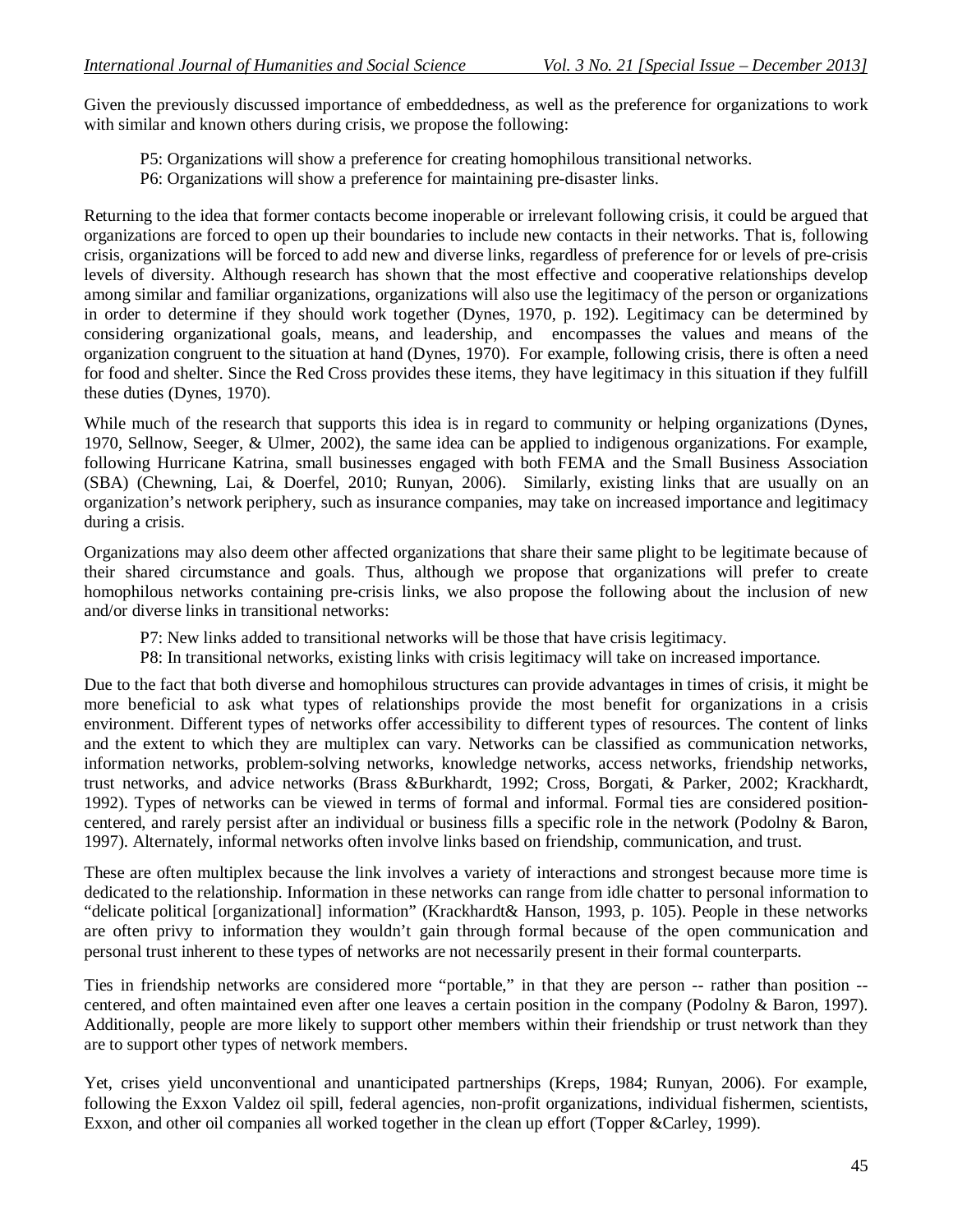Given the previously discussed importance of embeddedness, as well as the preference for organizations to work with similar and known others during crisis, we propose the following:

P5: Organizations will show a preference for creating homophilous transitional networks.
P6: Organizations will show a preference for maintaining pre-disaster links.

Returning to the idea that former contacts become inoperable or irrelevant following crisis, it could be argued that organizations are forced to open up their boundaries to include new contacts in their networks. That is, following crisis, organizations will be forced to add new and diverse links, regardless of preference for or levels of pre-crisis levels of diversity. Although research has shown that the most effective and cooperative relationships develop among similar and familiar organizations, organizations will also use the legitimacy of the person or organizations in order to determine if they should work together (Dynes, 1970, p. 192). Legitimacy can be determined by considering organizational goals, means, and leadership, and encompasses the values and means of the organization congruent to the situation at hand (Dynes, 1970). For example, following crisis, there is often a need for food and shelter. Since the Red Cross provides these items, they have legitimacy in this situation if they fulfill these duties (Dynes, 1970).

While much of the research that supports this idea is in regard to community or helping organizations (Dynes, 1970, Sellnow, Seeger, & Ulmer, 2002), the same idea can be applied to indigenous organizations. For example, following Hurricane Katrina, small businesses engaged with both FEMA and the Small Business Association (SBA) (Chewning, Lai, & Doerfel, 2010; Runyan, 2006). Similarly, existing links that are usually on an organization's network periphery, such as insurance companies, may take on increased importance and legitimacy during a crisis.

Organizations may also deem other affected organizations that share their same plight to be legitimate because of their shared circumstance and goals. Thus, although we propose that organizations will prefer to create homophilous networks containing pre-crisis links, we also propose the following about the inclusion of new and/or diverse links in transitional networks:

P7: New links added to transitional networks will be those that have crisis legitimacy.
P8: In transitional networks, existing links with crisis legitimacy will take on increased importance.

Due to the fact that both diverse and homophilous structures can provide advantages in times of crisis, it might be more beneficial to ask what types of relationships provide the most benefit for organizations in a crisis environment. Different types of networks offer accessibility to different types of resources. The content of links and the extent to which they are multiplex can vary. Networks can be classified as communication networks, information networks, problem-solving networks, knowledge networks, access networks, friendship networks, trust networks, and advice networks (Brass &Burkhardt, 1992; Cross, Borgati, & Parker, 2002; Krackhardt, 1992). Types of networks can be viewed in terms of formal and informal. Formal ties are considered position-centered, and rarely persist after an individual or business fills a specific role in the network (Podolny & Baron, 1997). Alternately, informal networks often involve links based on friendship, communication, and trust.

These are often multiplex because the link involves a variety of interactions and strongest because more time is dedicated to the relationship. Information in these networks can range from idle chatter to personal information to "delicate political [organizational] information" (Krackhardt& Hanson, 1993, p. 105). People in these networks are often privy to information they wouldn't gain through formal because of the open communication and personal trust inherent to these types of networks are not necessarily present in their formal counterparts.

Ties in friendship networks are considered more "portable," in that they are person -- rather than position -- centered, and often maintained even after one leaves a certain position in the company (Podolny & Baron, 1997). Additionally, people are more likely to support other members within their friendship or trust network than they are to support other types of network members.

Yet, crises yield unconventional and unanticipated partnerships (Kreps, 1984; Runyan, 2006). For example, following the Exxon Valdez oil spill, federal agencies, non-profit organizations, individual fishermen, scientists, Exxon, and other oil companies all worked together in the clean up effort (Topper &Carley, 1999).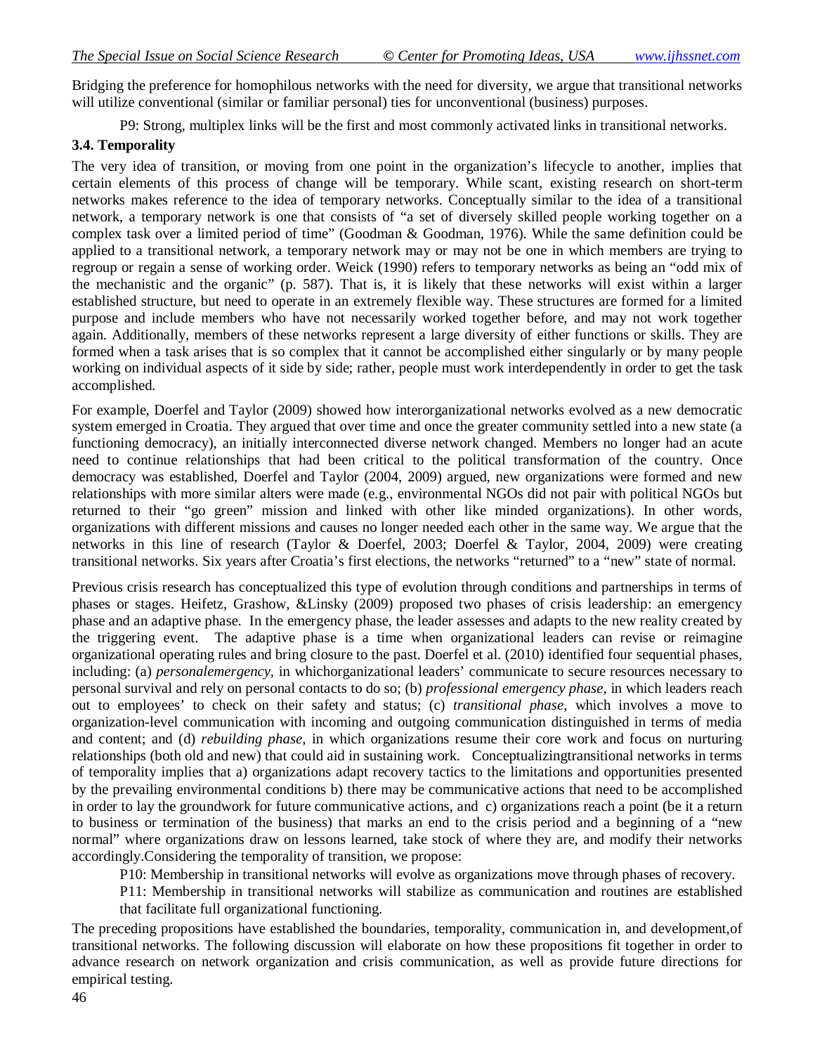Bridging the preference for homophilous networks with the need for diversity, we argue that transitional networks will utilize conventional (similar or familiar personal) ties for unconventional (business) purposes.

P9: Strong, multiplex links will be the first and most commonly activated links in transitional networks.

### 3.4. Temporality

The very idea of transition, or moving from one point in the organization's lifecycle to another, implies that certain elements of this process of change will be temporary. While scant, existing research on short-term networks makes reference to the idea of temporary networks. Conceptually similar to the idea of a transitional network, a temporary network is one that consists of "a set of diversely skilled people working together on a complex task over a limited period of time" (Goodman & Goodman, 1976). While the same definition could be applied to a transitional network, a temporary network may or may not be one in which members are trying to regroup or regain a sense of working order. Weick (1990) refers to temporary networks as being an "odd mix of the mechanistic and the organic" (p. 587). That is, it is likely that these networks will exist within a larger established structure, but need to operate in an extremely flexible way. These structures are formed for a limited purpose and include members who have not necessarily worked together before, and may not work together again. Additionally, members of these networks represent a large diversity of either functions or skills. They are formed when a task arises that is so complex that it cannot be accomplished either singularly or by many people working on individual aspects of it side by side; rather, people must work interdependently in order to get the task accomplished.

For example, Doerfel and Taylor (2009) showed how interorganizational networks evolved as a new democratic system emerged in Croatia. They argued that over time and once the greater community settled into a new state (a functioning democracy), an initially interconnected diverse network changed. Members no longer had an acute need to continue relationships that had been critical to the political transformation of the country. Once democracy was established, Doerfel and Taylor (2004, 2009) argued, new organizations were formed and new relationships with more similar alters were made (e.g., environmental NGOs did not pair with political NGOs but returned to their "go green" mission and linked with other like minded organizations). In other words, organizations with different missions and causes no longer needed each other in the same way. We argue that the networks in this line of research (Taylor & Doerfel, 2003; Doerfel & Taylor, 2004, 2009) were creating transitional networks. Six years after Croatia's first elections, the networks "returned" to a "new" state of normal.

Previous crisis research has conceptualized this type of evolution through conditions and partnerships in terms of phases or stages. Heifetz, Grashow, &Linsky (2009) proposed two phases of crisis leadership: an emergency phase and an adaptive phase. In the emergency phase, the leader assesses and adapts to the new reality created by the triggering event. The adaptive phase is a time when organizational leaders can revise or reimagine organizational operating rules and bring closure to the past. Doerfel et al. (2010) identified four sequential phases, including: (a) *personalemergency*, in whichorganizational leaders' communicate to secure resources necessary to personal survival and rely on personal contacts to do so; (b) *professional emergency phase*, in which leaders reach out to employees' to check on their safety and status; (c) *transitional phase*, which involves a move to organization-level communication with incoming and outgoing communication distinguished in terms of media and content; and (d) *rebuilding phase*, in which organizations resume their core work and focus on nurturing relationships (both old and new) that could aid in sustaining work. Conceptualizingtransitional networks in terms of temporality implies that a) organizations adapt recovery tactics to the limitations and opportunities presented by the prevailing environmental conditions b) there may be communicative actions that need to be accomplished in order to lay the groundwork for future communicative actions, and c) organizations reach a point (be it a return to business or termination of the business) that marks an end to the crisis period and a beginning of a "new normal" where organizations draw on lessons learned, take stock of where they are, and modify their networks accordingly.Considering the temporality of transition, we propose:

P10: Membership in transitional networks will evolve as organizations move through phases of recovery.

P11: Membership in transitional networks will stabilize as communication and routines are established that facilitate full organizational functioning.

The preceding propositions have established the boundaries, temporality, communication in, and development,of transitional networks. The following discussion will elaborate on how these propositions fit together in order to advance research on network organization and crisis communication, as well as provide future directions for empirical testing.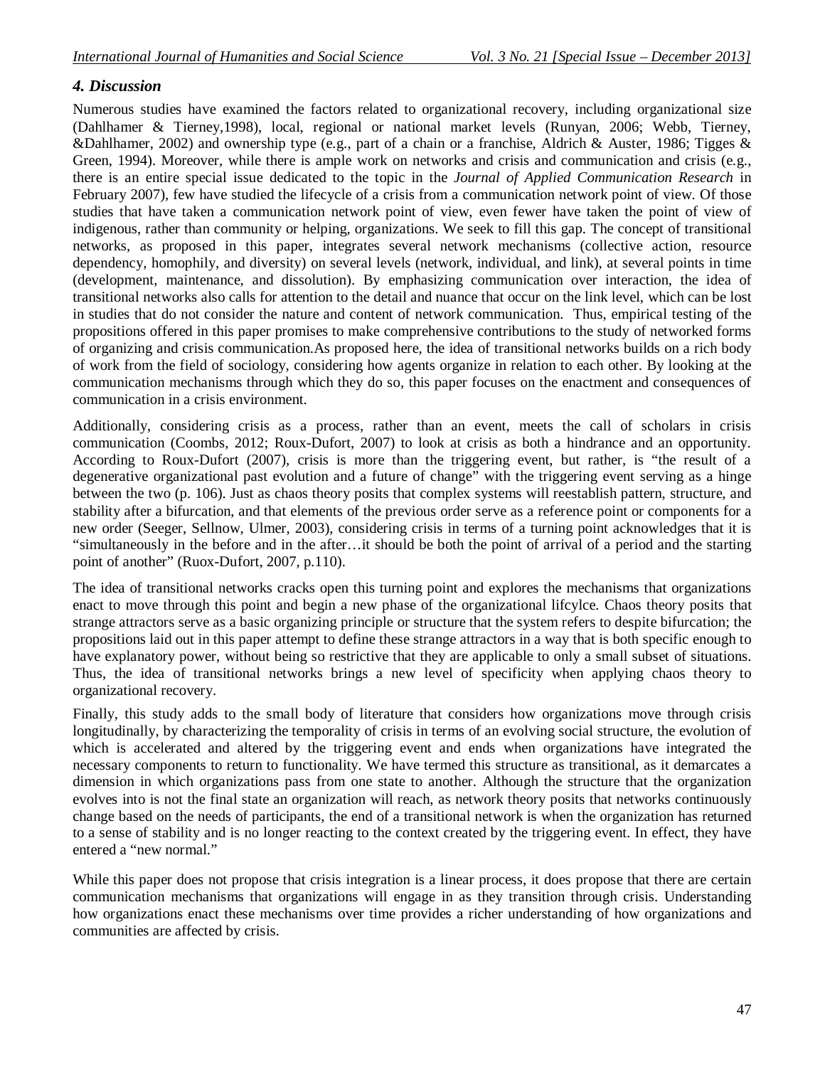### *4. Discussion*

Numerous studies have examined the factors related to organizational recovery, including organizational size (Dahlhamer & Tierney,1998), local, regional or national market levels (Runyan, 2006; Webb, Tierney, &Dahlhamer, 2002) and ownership type (e.g., part of a chain or a franchise, Aldrich & Auster, 1986; Tigges & Green, 1994). Moreover, while there is ample work on networks and crisis and communication and crisis (e.g., there is an entire special issue dedicated to the topic in the *Journal of Applied Communication Research* in February 2007), few have studied the lifecycle of a crisis from a communication network point of view. Of those studies that have taken a communication network point of view, even fewer have taken the point of view of indigenous, rather than community or helping, organizations. We seek to fill this gap. The concept of transitional networks, as proposed in this paper, integrates several network mechanisms (collective action, resource dependency, homophily, and diversity) on several levels (network, individual, and link), at several points in time (development, maintenance, and dissolution). By emphasizing communication over interaction, the idea of transitional networks also calls for attention to the detail and nuance that occur on the link level, which can be lost in studies that do not consider the nature and content of network communication. Thus, empirical testing of the propositions offered in this paper promises to make comprehensive contributions to the study of networked forms of organizing and crisis communication.As proposed here, the idea of transitional networks builds on a rich body of work from the field of sociology, considering how agents organize in relation to each other. By looking at the communication mechanisms through which they do so, this paper focuses on the enactment and consequences of communication in a crisis environment.

Additionally, considering crisis as a process, rather than an event, meets the call of scholars in crisis communication (Coombs, 2012; Roux-Dufort, 2007) to look at crisis as both a hindrance and an opportunity. According to Roux-Dufort (2007), crisis is more than the triggering event, but rather, is "the result of a degenerative organizational past evolution and a future of change" with the triggering event serving as a hinge between the two (p. 106). Just as chaos theory posits that complex systems will reestablish pattern, structure, and stability after a bifurcation, and that elements of the previous order serve as a reference point or components for a new order (Seeger, Sellnow, Ulmer, 2003), considering crisis in terms of a turning point acknowledges that it is "simultaneously in the before and in the after…it should be both the point of arrival of a period and the starting point of another" (Ruox-Dufort, 2007, p.110).

The idea of transitional networks cracks open this turning point and explores the mechanisms that organizations enact to move through this point and begin a new phase of the organizational lifcylce. Chaos theory posits that strange attractors serve as a basic organizing principle or structure that the system refers to despite bifurcation; the propositions laid out in this paper attempt to define these strange attractors in a way that is both specific enough to have explanatory power, without being so restrictive that they are applicable to only a small subset of situations. Thus, the idea of transitional networks brings a new level of specificity when applying chaos theory to organizational recovery.

Finally, this study adds to the small body of literature that considers how organizations move through crisis longitudinally, by characterizing the temporality of crisis in terms of an evolving social structure, the evolution of which is accelerated and altered by the triggering event and ends when organizations have integrated the necessary components to return to functionality. We have termed this structure as transitional, as it demarcates a dimension in which organizations pass from one state to another. Although the structure that the organization evolves into is not the final state an organization will reach, as network theory posits that networks continuously change based on the needs of participants, the end of a transitional network is when the organization has returned to a sense of stability and is no longer reacting to the context created by the triggering event. In effect, they have entered a "new normal."

While this paper does not propose that crisis integration is a linear process, it does propose that there are certain communication mechanisms that organizations will engage in as they transition through crisis. Understanding how organizations enact these mechanisms over time provides a richer understanding of how organizations and communities are affected by crisis.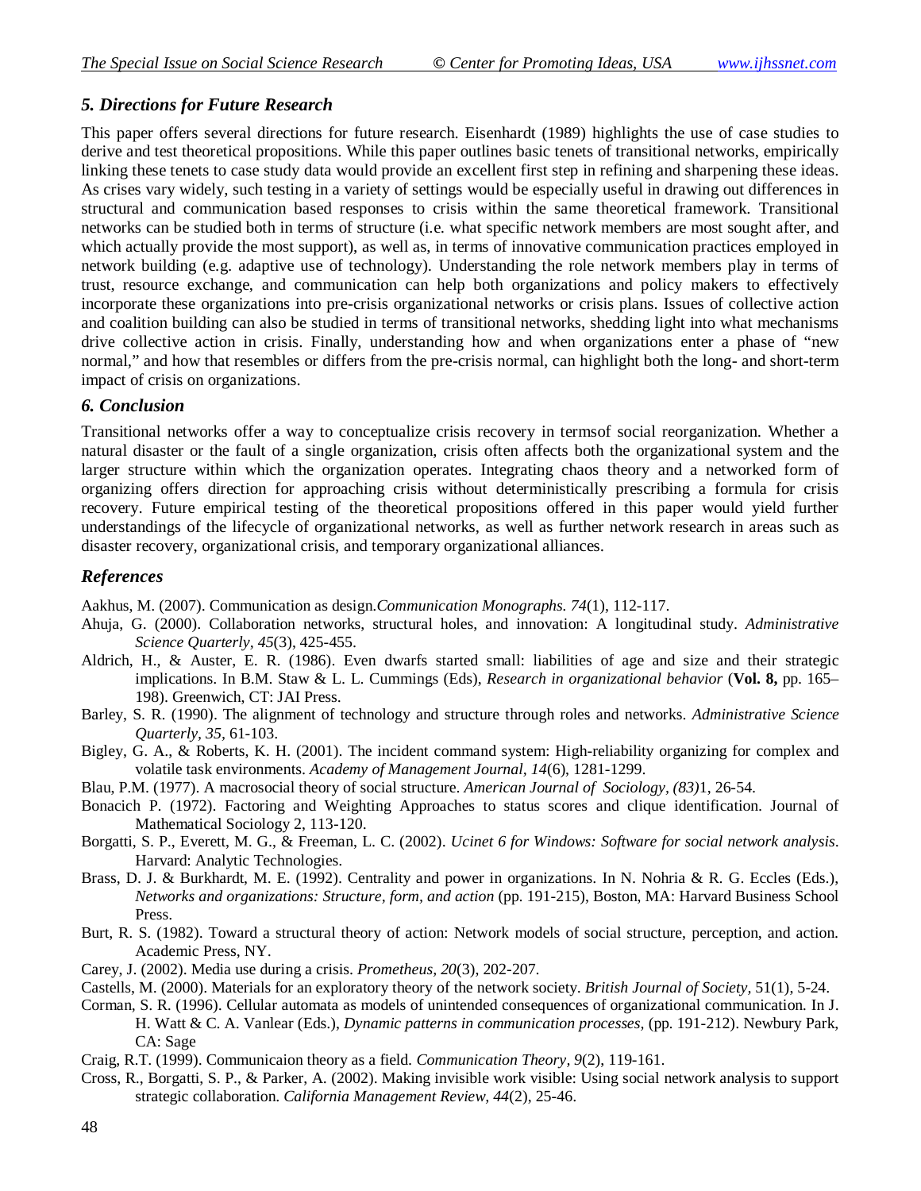### *5. Directions for Future Research*

This paper offers several directions for future research. Eisenhardt (1989) highlights the use of case studies to derive and test theoretical propositions. While this paper outlines basic tenets of transitional networks, empirically linking these tenets to case study data would provide an excellent first step in refining and sharpening these ideas. As crises vary widely, such testing in a variety of settings would be especially useful in drawing out differences in structural and communication based responses to crisis within the same theoretical framework. Transitional networks can be studied both in terms of structure (i.e. what specific network members are most sought after, and which actually provide the most support), as well as, in terms of innovative communication practices employed in network building (e.g. adaptive use of technology). Understanding the role network members play in terms of trust, resource exchange, and communication can help both organizations and policy makers to effectively incorporate these organizations into pre-crisis organizational networks or crisis plans. Issues of collective action and coalition building can also be studied in terms of transitional networks, shedding light into what mechanisms drive collective action in crisis. Finally, understanding how and when organizations enter a phase of "new normal," and how that resembles or differs from the pre-crisis normal, can highlight both the long- and short-term impact of crisis on organizations.

### *6. Conclusion*

Transitional networks offer a way to conceptualize crisis recovery in termsof social reorganization. Whether a natural disaster or the fault of a single organization, crisis often affects both the organizational system and the larger structure within which the organization operates. Integrating chaos theory and a networked form of organizing offers direction for approaching crisis without deterministically prescribing a formula for crisis recovery. Future empirical testing of the theoretical propositions offered in this paper would yield further understandings of the lifecycle of organizational networks, as well as further network research in areas such as disaster recovery, organizational crisis, and temporary organizational alliances.

### *References*

Aakhus, M. (2007). Communication as design.*Communication Monographs. 74*(1), 112-117.

Ahuja, G. (2000). Collaboration networks, structural holes, and innovation: A longitudinal study. *Administrative Science Quarterly, 45*(3), 425-455.

Aldrich, H., & Auster, E. R. (1986). Even dwarfs started small: liabilities of age and size and their strategic implications. In B.M. Staw & L. L. Cummings (Eds), *Research in organizational behavior* (**Vol. 8,** pp. 165–198). Greenwich, CT: JAI Press.

Barley, S. R. (1990). The alignment of technology and structure through roles and networks. *Administrative Science Quarterly, 35*, 61-103.

Bigley, G. A., & Roberts, K. H. (2001). The incident command system: High-reliability organizing for complex and volatile task environments. *Academy of Management Journal, 14*(6), 1281-1299.

Blau, P.M. (1977). A macrosocial theory of social structure. *American Journal of Sociology, (83)*1, 26-54.

Bonacich P. (1972). Factoring and Weighting Approaches to status scores and clique identification. Journal of Mathematical Sociology 2, 113-120.

Borgatti, S. P., Everett, M. G., & Freeman, L. C. (2002). *Ucinet 6 for Windows: Software for social network analysis*. Harvard: Analytic Technologies.

Brass, D. J. & Burkhardt, M. E. (1992). Centrality and power in organizations. In N. Nohria & R. G. Eccles (Eds.), *Networks and organizations: Structure, form, and action* (pp. 191-215), Boston, MA: Harvard Business School Press.

Burt, R. S. (1982). Toward a structural theory of action: Network models of social structure, perception, and action. Academic Press, NY.

Carey, J. (2002). Media use during a crisis. *Prometheus, 20*(3), 202-207.

Castells, M. (2000). Materials for an exploratory theory of the network society. *British Journal of Society,* 51(1), 5-24.

Corman, S. R. (1996). Cellular automata as models of unintended consequences of organizational communication. In J. H. Watt & C. A. Vanlear (Eds.), *Dynamic patterns in communication processes*, (pp. 191-212). Newbury Park, CA: Sage

Craig, R.T. (1999). Communicaion theory as a field. *Communication Theory, 9*(2), 119-161.

Cross, R., Borgatti, S. P., & Parker, A. (2002). Making invisible work visible: Using social network analysis to support strategic collaboration. *California Management Review, 44*(2), 25-46.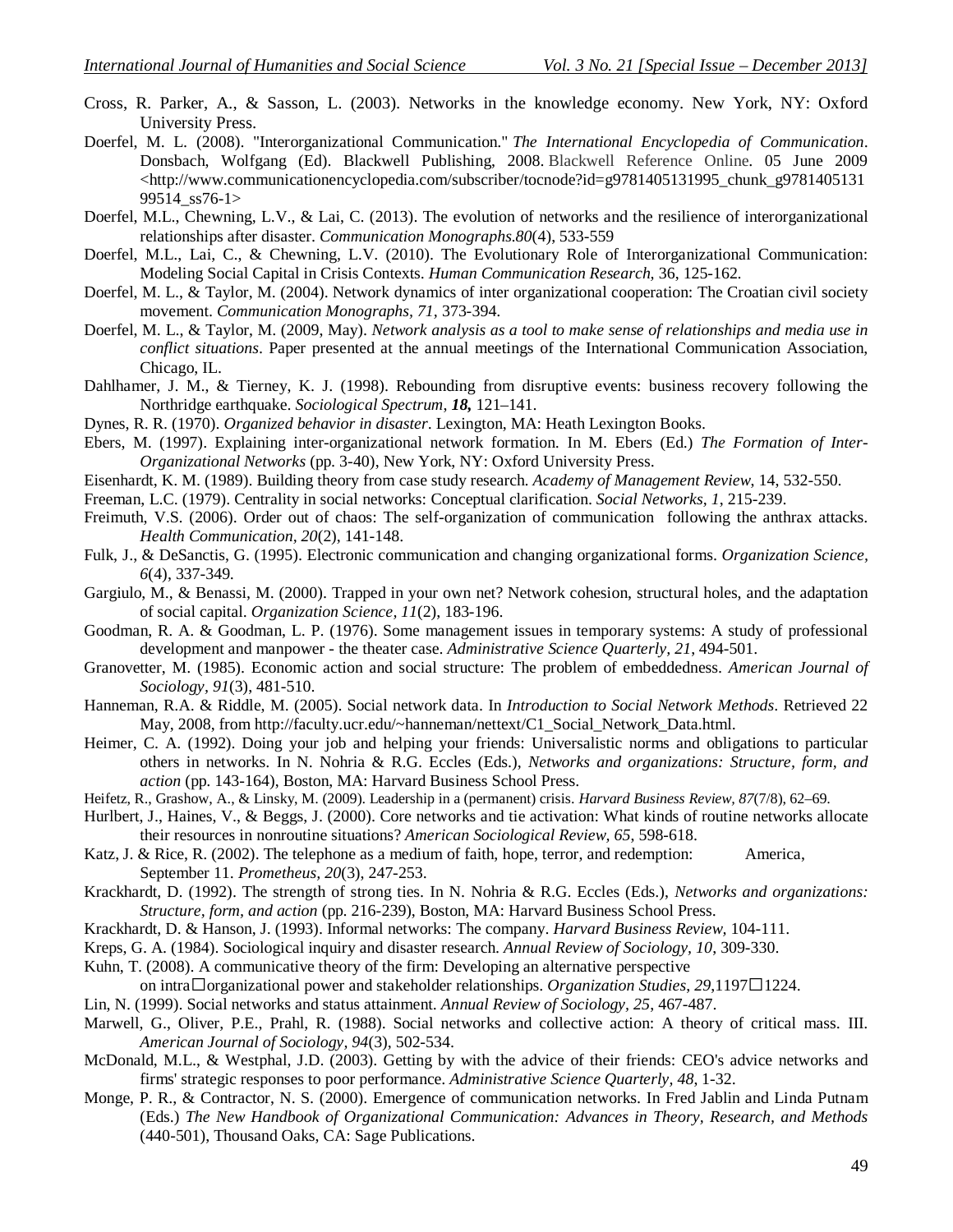Cross, R. Parker, A., & Sasson, L. (2003). Networks in the knowledge economy. New York, NY: Oxford University Press.

Doerfel, M. L. (2008). "Interorganizational Communication." *The International Encyclopedia of Communication*. Donsbach, Wolfgang (Ed). Blackwell Publishing, 2008. Blackwell Reference Online. 05 June 2009 <http://www.communicationencyclopedia.com/subscriber/tocnode?id=g9781405131995_chunk_g978140513199514_ss76-1>

Doerfel, M.L., Chewning, L.V., & Lai, C. (2013). The evolution of networks and the resilience of interorganizational relationships after disaster. *Communication Monographs.80*(4), 533-559

Doerfel, M.L., Lai, C., & Chewning, L.V. (2010). The Evolutionary Role of Interorganizational Communication: Modeling Social Capital in Crisis Contexts. *Human Communication Research*, 36, 125-162.

Doerfel, M. L., & Taylor, M. (2004). Network dynamics of inter organizational cooperation: The Croatian civil society movement. *Communication Monographs, 71,* 373-394.

Doerfel, M. L., & Taylor, M. (2009, May). *Network analysis as a tool to make sense of relationships and media use in conflict situations*. Paper presented at the annual meetings of the International Communication Association, Chicago, IL.

Dahlhamer, J. M., & Tierney, K. J. (1998). Rebounding from disruptive events: business recovery following the Northridge earthquake. *Sociological Spectrum*, ***18,*** 121–141.

Dynes, R. R. (1970). *Organized behavior in disaster*. Lexington, MA: Heath Lexington Books.

Ebers, M. (1997). Explaining inter-organizational network formation. In M. Ebers (Ed.) *The Formation of Inter-Organizational Networks* (pp. 3-40), New York, NY: Oxford University Press.

Eisenhardt, K. M. (1989). Building theory from case study research. *Academy of Management Review*, 14, 532-550.

Freeman, L.C. (1979). Centrality in social networks: Conceptual clarification. *Social Networks, 1*, 215-239.

Freimuth, V.S. (2006). Order out of chaos: The self-organization of communication following the anthrax attacks. *Health Communication, 20*(2), 141-148.

Fulk, J., & DeSanctis, G. (1995). Electronic communication and changing organizational forms. *Organization Science, 6*(4), 337-349.

Gargiulo, M., & Benassi, M. (2000). Trapped in your own net? Network cohesion, structural holes, and the adaptation of social capital. *Organization Science, 11*(2), 183-196.

Goodman, R. A. & Goodman, L. P. (1976). Some management issues in temporary systems: A study of professional development and manpower - the theater case. *Administrative Science Quarterly, 21*, 494-501.

Granovetter, M. (1985). Economic action and social structure: The problem of embeddedness. *American Journal of Sociology, 91*(3), 481-510.

Hanneman, R.A. & Riddle, M. (2005). Social network data. In *Introduction to Social Network Methods*. Retrieved 22 May, 2008, from http://faculty.ucr.edu/~hanneman/nettext/C1_Social_Network_Data.html.

Heimer, C. A. (1992). Doing your job and helping your friends: Universalistic norms and obligations to particular others in networks. In N. Nohria & R.G. Eccles (Eds.), *Networks and organizations: Structure, form, and action* (pp. 143-164), Boston, MA: Harvard Business School Press.

Heifetz, R., Grashow, A., & Linsky, M. (2009). Leadership in a (permanent) crisis. *Harvard Business Review, 87*(7/8), 62–69.

Hurlbert, J., Haines, V., & Beggs, J. (2000). Core networks and tie activation: What kinds of routine networks allocate their resources in nonroutine situations? *American Sociological Review, 65*, 598-618.

Katz, J. & Rice, R. (2002). The telephone as a medium of faith, hope, terror, and redemption: America, September 11. *Prometheus, 20*(3), 247-253.

Krackhardt, D. (1992). The strength of strong ties. In N. Nohria & R.G. Eccles (Eds.), *Networks and organizations: Structure, form, and action* (pp. 216-239), Boston, MA: Harvard Business School Press.

Krackhardt, D. & Hanson, J. (1993). Informal networks: The company. *Harvard Business Review*, 104-111.

Kreps, G. A. (1984). Sociological inquiry and disaster research. *Annual Review of Sociology, 10*, 309-330.

Kuhn, T. (2008). A communicative theory of the firm: Developing an alternative perspective on intra□organizational power and stakeholder relationships. *Organization Studies, 29*,1197□1224.

Lin, N. (1999). Social networks and status attainment. *Annual Review of Sociology, 25*, 467-487.

Marwell, G., Oliver, P.E., Prahl, R. (1988). Social networks and collective action: A theory of critical mass. III. *American Journal of Sociology, 94*(3), 502-534.

McDonald, M.L., & Westphal, J.D. (2003). Getting by with the advice of their friends: CEO's advice networks and firms' strategic responses to poor performance. *Administrative Science Quarterly, 48*, 1-32.

Monge, P. R., & Contractor, N. S. (2000). Emergence of communication networks. In Fred Jablin and Linda Putnam (Eds.) *The New Handbook of Organizational Communication: Advances in Theory, Research, and Methods* (440-501), Thousand Oaks, CA: Sage Publications.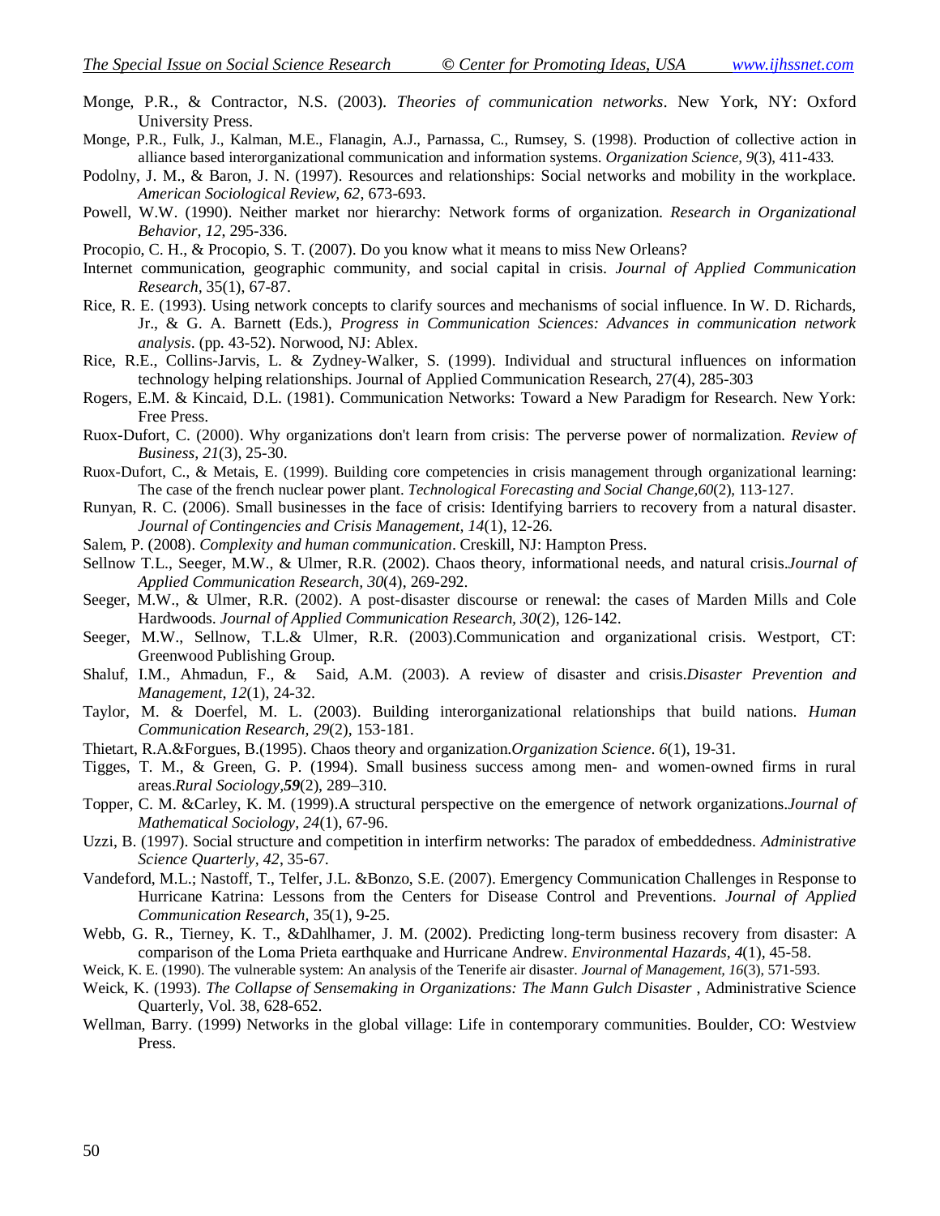Monge, P.R., & Contractor, N.S. (2003). *Theories of communication networks*. New York, NY: Oxford University Press.

Monge, P.R., Fulk, J., Kalman, M.E., Flanagin, A.J., Parnassa, C., Rumsey, S. (1998). Production of collective action in alliance based interorganizational communication and information systems. *Organization Science, 9*(3), 411-433.

Podolny, J. M., & Baron, J. N. (1997). Resources and relationships: Social networks and mobility in the workplace. *American Sociological Review*, *62*, 673-693.

Powell, W.W. (1990). Neither market nor hierarchy: Network forms of organization. *Research in Organizational Behavior, 12*, 295-336.

Procopio, C. H., & Procopio, S. T. (2007). Do you know what it means to miss New Orleans?

Internet communication, geographic community, and social capital in crisis. *Journal of Applied Communication Research*, 35(1), 67-87.

Rice, R. E. (1993). Using network concepts to clarify sources and mechanisms of social influence. In W. D. Richards, Jr., & G. A. Barnett (Eds.), *Progress in Communication Sciences: Advances in communication network analysis*. (pp. 43-52). Norwood, NJ: Ablex.

Rice, R.E., Collins-Jarvis, L. & Zydney-Walker, S. (1999). Individual and structural influences on information technology helping relationships. Journal of Applied Communication Research, 27(4), 285-303

Rogers, E.M. & Kincaid, D.L. (1981). Communication Networks: Toward a New Paradigm for Research. New York: Free Press.

Ruox-Dufort, C. (2000). Why organizations don't learn from crisis: The perverse power of normalization. *Review of Business, 21*(3), 25-30.

Ruox-Dufort, C., & Metais, E. (1999). Building core competencies in crisis management through organizational learning: The case of the french nuclear power plant. *Technological Forecasting and Social Change,60*(2), 113-127.

Runyan, R. C. (2006). Small businesses in the face of crisis: Identifying barriers to recovery from a natural disaster. *Journal of Contingencies and Crisis Management, 14*(1), 12-26.

Salem, P. (2008). *Complexity and human communication*. Creskill, NJ: Hampton Press.

Sellnow T.L., Seeger, M.W., & Ulmer, R.R. (2002). Chaos theory, informational needs, and natural crisis.*Journal of Applied Communication Research, 30*(4), 269-292.

Seeger, M.W., & Ulmer, R.R. (2002). A post-disaster discourse or renewal: the cases of Marden Mills and Cole Hardwoods. *Journal of Applied Communication Research, 30*(2), 126-142.

Seeger, M.W., Sellnow, T.L.& Ulmer, R.R. (2003).Communication and organizational crisis. Westport, CT: Greenwood Publishing Group.

Shaluf, I.M., Ahmadun, F., & Said, A.M. (2003). A review of disaster and crisis.*Disaster Prevention and Management*, *12*(1), 24-32.

Taylor, M. & Doerfel, M. L. (2003). Building interorganizational relationships that build nations. *Human Communication Research, 29*(2), 153-181.

Thietart, R.A.&Forgues, B.(1995). Chaos theory and organization.*Organization Science*. *6*(1), 19-31.

Tigges, T. M., & Green, G. P. (1994). Small business success among men- and women-owned firms in rural areas.*Rural Sociology,**59***(2), 289–310.

Topper, C. M. &Carley, K. M. (1999).A structural perspective on the emergence of network organizations.*Journal of Mathematical Sociology, 24*(1), 67-96.

Uzzi, B. (1997). Social structure and competition in interfirm networks: The paradox of embeddedness. *Administrative Science Quarterly*, *42*, 35-67.

Vandeford, M.L.; Nastoff, T., Telfer, J.L. &Bonzo, S.E. (2007). Emergency Communication Challenges in Response to Hurricane Katrina: Lessons from the Centers for Disease Control and Preventions. *Journal of Applied Communication Research*, 35(1), 9-25.

Webb, G. R., Tierney, K. T., &Dahlhamer, J. M. (2002). Predicting long-term business recovery from disaster: A comparison of the Loma Prieta earthquake and Hurricane Andrew. *Environmental Hazards*, *4*(1), 45-58.

Weick, K. E. (1990). The vulnerable system: An analysis of the Tenerife air disaster. *Journal of Management, 16*(3), 571-593.

Weick, K. (1993). *The Collapse of Sensemaking in Organizations: The Mann Gulch Disaster* , Administrative Science Quarterly, Vol. 38, 628-652.

Wellman, Barry. (1999) Networks in the global village: Life in contemporary communities. Boulder, CO: Westview Press.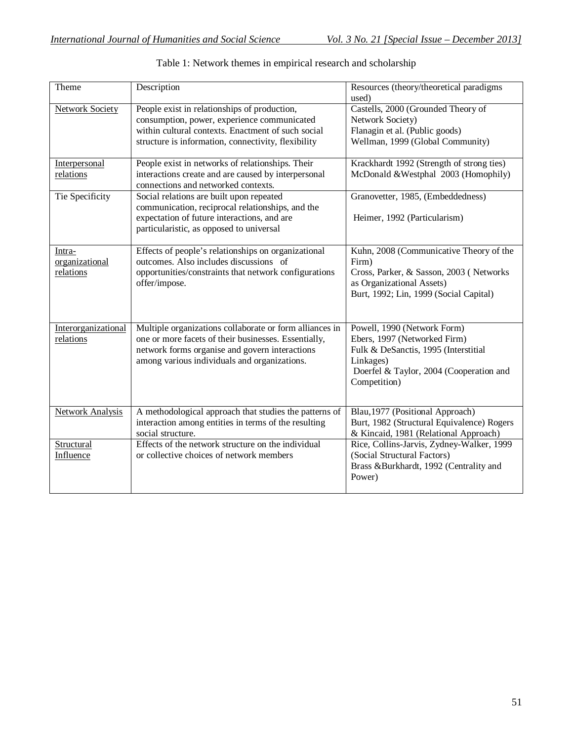Table 1: Network themes in empirical research and scholarship

| Theme | Description | Resources (theory/theoretical paradigms used) |
|---|---|---|
| Network Society | People exist in relationships of production, consumption, power, experience communicated within cultural contexts. Enactment of such social structure is information, connectivity, flexibility | Castells, 2000 (Grounded Theory of Network Society)<br>Flanagin et al. (Public goods)<br>Wellman, 1999 (Global Community) |
| Interpersonal relations | People exist in networks of relationships. Their interactions create and are caused by interpersonal connections and networked contexts. | Krackhardt 1992 (Strength of strong ties)<br>McDonald &Westphal 2003 (Homophily) |
| Tie Specificity | Social relations are built upon repeated communication, reciprocal relationships, and the expectation of future interactions, and are particularistic, as opposed to universal | Granovetter, 1985, (Embeddedness)<br>Heimer, 1992 (Particularism) |
| Intra-organizational relations | Effects of people's relationships on organizational outcomes. Also includes discussions of opportunities/constraints that network configurations offer/impose. | Kuhn, 2008 (Communicative Theory of the Firm)<br>Cross, Parker, & Sasson, 2003 ( Networks as Organizational Assets)<br>Burt, 1992; Lin, 1999 (Social Capital) |
| Interorganizational relations | Multiple organizations collaborate or form alliances in one or more facets of their businesses. Essentially, network forms organise and govern interactions among various individuals and organizations. | Powell, 1990 (Network Form)<br>Ebers, 1997 (Networked Firm)<br>Fulk & DeSanctis, 1995 (Interstitial Linkages)<br>Doerfel & Taylor, 2004 (Cooperation and Competition) |
| Network Analysis | A methodological approach that studies the patterns of interaction among entities in terms of the resulting social structure. | Blau,1977 (Positional Approach)<br>Burt, 1982 (Structural Equivalence) Rogers & Kincaid, 1981 (Relational Approach) |
| Structural Influence | Effects of the network structure on the individual or collective choices of network members | Rice, Collins-Jarvis, Zydney-Walker, 1999 (Social Structural Factors)<br>Brass &Burkhardt, 1992 (Centrality and Power) |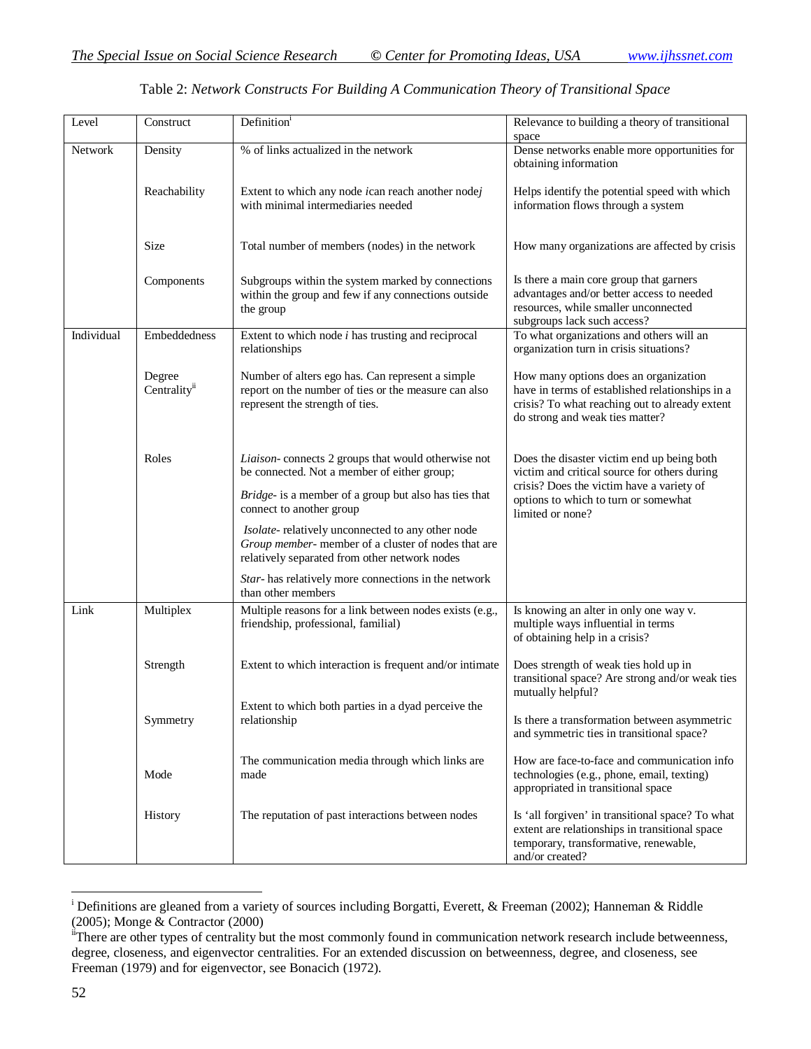Table 2: *Network Constructs For Building A Communication Theory of Transitional Space*

| Level | Construct | Definition[i] | Relevance to building a theory of transitional space |
|---|---|---|---|
| Network | Density | % of links actualized in the network | Dense networks enable more opportunities for obtaining information |
| | Reachability | Extent to which any node *i*can reach another node*j* with minimal intermediaries needed | Helps identify the potential speed with which information flows through a system |
| | Size | Total number of members (nodes) in the network | How many organizations are affected by crisis |
| | Components | Subgroups within the system marked by connections within the group and few if any connections outside the group | Is there a main core group that garners advantages and/or better access to needed resources, while smaller unconnected subgroups lack such access? |
| Individual | Embeddedness | Extent to which node *i* has trusting and reciprocal relationships | To what organizations and others will an organization turn in crisis situations? |
| | Degree Centrality[ii] | Number of alters ego has. Can represent a simple report on the number of ties or the measure can also represent the strength of ties. | How many options does an organization have in terms of established relationships in a crisis? To what reaching out to already extent do strong and weak ties matter? |
| | Roles | *Liaison*- connects 2 groups that would otherwise not be connected. Not a member of either group; *Bridge*- is a member of a group but also has ties that connect to another group *Isolate*- relatively unconnected to any other node *Group member*- member of a cluster of nodes that are relatively separated from other network nodes *Star*- has relatively more connections in the network than other members | Does the disaster victim end up being both victim and critical source for others during crisis? Does the victim have a variety of options to which to turn or somewhat limited or none? |
| Link | Multiplex | Multiple reasons for a link between nodes exists (e.g., friendship, professional, familial) | Is knowing an alter in only one way v. multiple ways influential in terms of obtaining help in a crisis? |
| | Strength | Extent to which interaction is frequent and/or intimate | Does strength of weak ties hold up in transitional space? Are strong and/or weak ties mutually helpful? |
| | Symmetry | Extent to which both parties in a dyad perceive the relationship | Is there a transformation between asymmetric and symmetric ties in transitional space? |
| | Mode | The communication media through which links are made | How are face-to-face and communication info technologies (e.g., phone, email, texting) appropriated in transitional space |
| | History | The reputation of past interactions between nodes | Is 'all forgiven' in transitional space? To what extent are relationships in transitional space temporary, transformative, renewable, and/or created? |

[i] Definitions are gleaned from a variety of sources including Borgatti, Everett, & Freeman (2002); Hanneman & Riddle (2005); Monge & Contractor (2000)

[ii] There are other types of centrality but the most commonly found in communication network research include betweenness, degree, closeness, and eigenvector centralities. For an extended discussion on betweenness, degree, and closeness, see Freeman (1979) and for eigenvector, see Bonacich (1972).